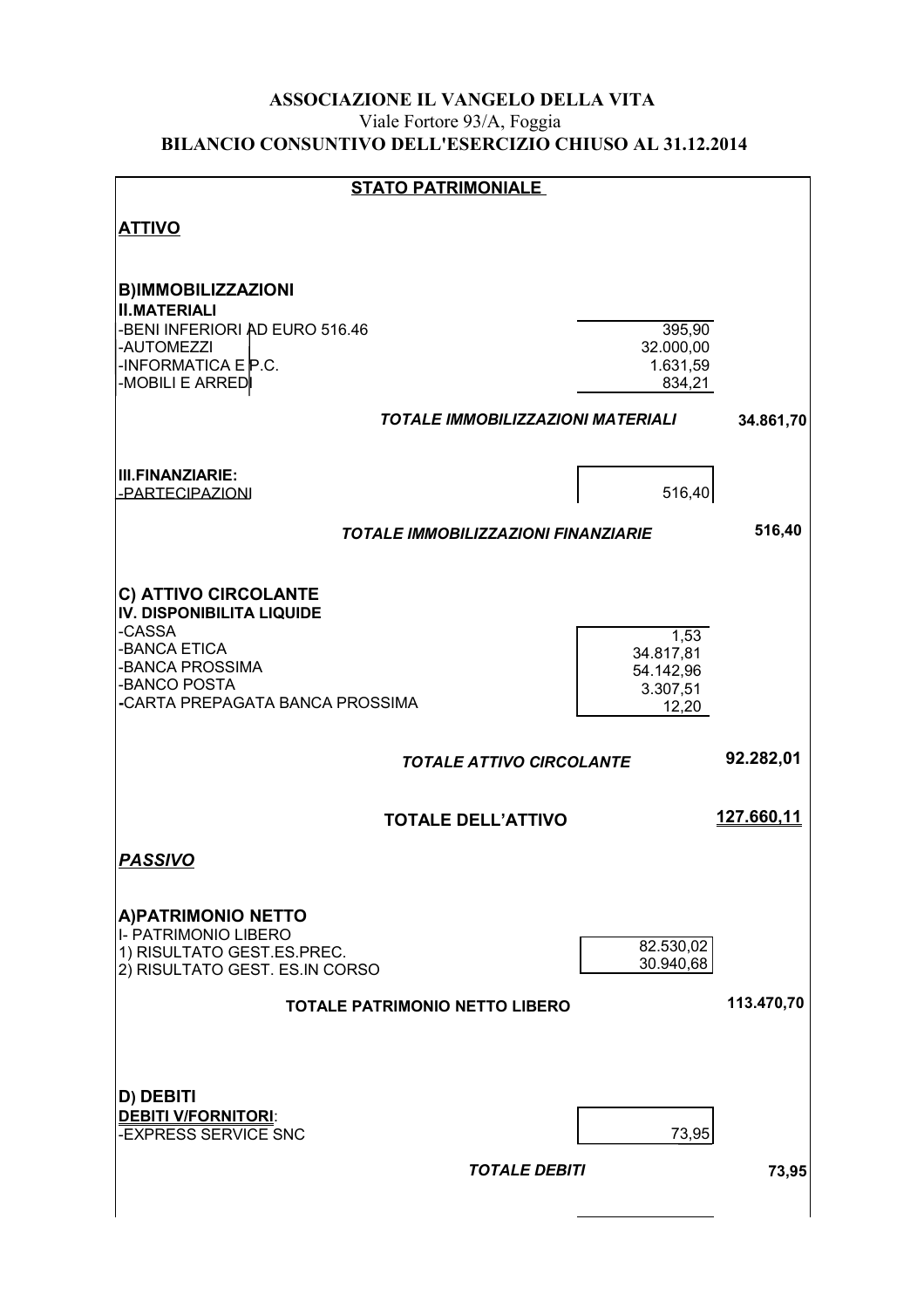**ASSOCIAZIONE IL VANGELO DELLA VITA**
Viale Fortore 93/A, Foggia
**BILANCIO CONSUNTIVO DELL'ESERCIZIO CHIUSO AL 31.12.2014**

## STATO PATRIMONIALE

### ATTIVO

**B)IMMOBILIZZAZIONI**
**II.MATERIALI**

| | | |
|---|---|---|
| -BENI INFERIORI AD EURO 516.46 | 395,90 | |
| -AUTOMEZZI | 32.000,00 | |
| -INFORMATICA E P.C. | 1.631,59 | |
| -MOBILI E ARREDI | 834,21 | |
| ***TOTALE IMMOBILIZZAZIONI MATERIALI*** | | **34.861,70** |

**III.FINANZIARIE:**

| | | |
|---|---|---|
| -PARTECIPAZIONI | 516,40 | |
| ***TOTALE IMMOBILIZZAZIONI FINANZIARIE*** | | **516,40** |

**C) ATTIVO CIRCOLANTE**
**IV. DISPONIBILITA LIQUIDE**

| | | |
|---|---|---|
| -CASSA | 1,53 | |
| -BANCA ETICA | 34.817,81 | |
| -BANCA PROSSIMA | 54.142,96 | |
| -BANCO POSTA | 3.307,51 | |
| -CARTA PREPAGATA BANCA PROSSIMA | 12,20 | |
| ***TOTALE ATTIVO CIRCOLANTE*** | | **92.282,01** |

| | | |
|---|---|---|
| **TOTALE DELL'ATTIVO** | | **127.660,11** |

### *PASSIVO*

**A)PATRIMONIO NETTO**
I- PATRIMONIO LIBERO

| | | |
|---|---|---|
| 1) RISULTATO GEST.ES.PREC. | 82.530,02 | |
| 2) RISULTATO GEST. ES.IN CORSO | 30.940,68 | |
| **TOTALE PATRIMONIO NETTO LIBERO** | | **113.470,70** |

**D) DEBITI**
**DEBITI V/FORNITORI**:

| | | |
|---|---|---|
| -EXPRESS SERVICE SNC | 73,95 | |
| ***TOTALE DEBITI*** | | **73,95** |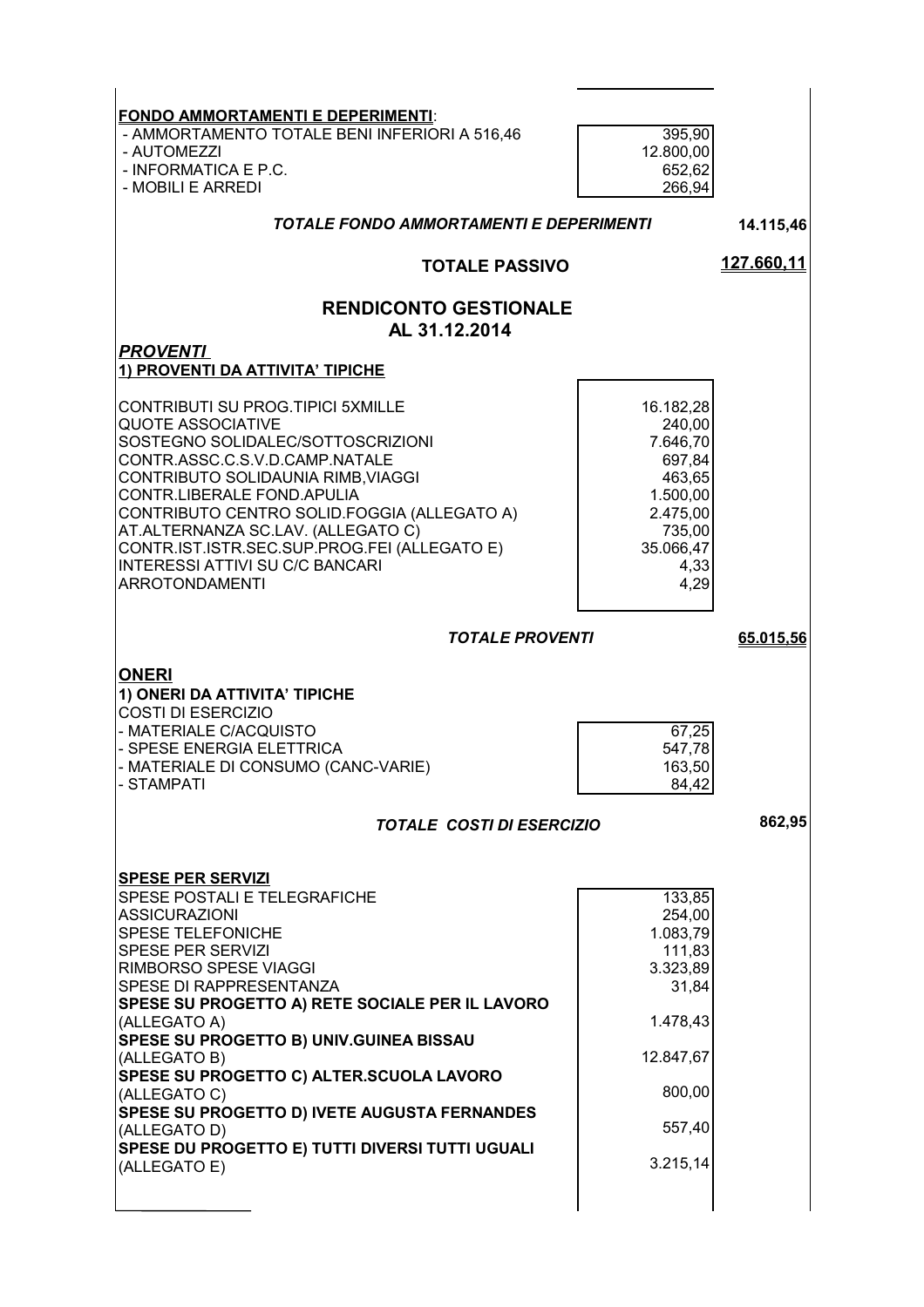**FONDO AMMORTAMENTI E DEPERIMENTI**:

| | | |
|---|---|---|
| - AMMORTAMENTO TOTALE BENI INFERIORI A 516,46 | 395,90 | |
| - AUTOMEZZI | 12.800,00 | |
| - INFORMATICA E P.C. | 652,62 | |
| - MOBILI E ARREDI | 266,94 | |
| ***TOTALE FONDO AMMORTAMENTI E DEPERIMENTI*** | | **14.115,46** |
| **TOTALE PASSIVO** | | **127.660,11** |

## RENDICONTO GESTIONALE AL 31.12.2014

***PROVENTI***

**1) PROVENTI DA ATTIVITA' TIPICHE**

| | | |
|---|---|---|
| CONTRIBUTI SU PROG.TIPICI 5XMILLE | 16.182,28 | |
| QUOTE ASSOCIATIVE | 240,00 | |
| SOSTEGNO SOLIDALEC/SOTTOSCRIZIONI | 7.646,70 | |
| CONTR.ASSC.C.S.V.D.CAMP.NATALE | 697,84 | |
| CONTRIBUTO SOLIDAUNIA RIMB,VIAGGI | 463,65 | |
| CONTR.LIBERALE FOND.APULIA | 1.500,00 | |
| CONTRIBUTO CENTRO SOLID.FOGGIA (ALLEGATO A) | 2.475,00 | |
| AT.ALTERNANZA SC.LAV. (ALLEGATO C) | 735,00 | |
| CONTR.IST.ISTR.SEC.SUP.PROG.FEI (ALLEGATO E) | 35.066,47 | |
| INTERESSI ATTIVI SU C/C BANCARI | 4,33 | |
| ARROTONDAMENTI | 4,29 | |
| ***TOTALE PROVENTI*** | | **65.015,56** |

**ONERI**

**1) ONERI DA ATTIVITA' TIPICHE**

COSTI DI ESERCIZIO

| | | |
|---|---|---|
| - MATERIALE C/ACQUISTO | 67,25 | |
| - SPESE ENERGIA ELETTRICA | 547,78 | |
| - MATERIALE DI CONSUMO (CANC-VARIE) | 163,50 | |
| - STAMPATI | 84,42 | |
| ***TOTALE COSTI DI ESERCIZIO*** | | **862,95** |

**SPESE PER SERVIZI**

| | |
|---|---|
| SPESE POSTALI E TELEGRAFICHE | 133,85 |
| ASSICURAZIONI | 254,00 |
| SPESE TELEFONICHE | 1.083,79 |
| SPESE PER SERVIZI | 111,83 |
| RIMBORSO SPESE VIAGGI | 3.323,89 |
| SPESE DI RAPPRESENTANZA | 31,84 |
| **SPESE SU PROGETTO A) RETE SOCIALE PER IL LAVORO** (ALLEGATO A) | 1.478,43 |
| **SPESE SU PROGETTO B) UNIV.GUINEA BISSAU** (ALLEGATO B) | 12.847,67 |
| **SPESE SU PROGETTO C) ALTER.SCUOLA LAVORO** (ALLEGATO C) | 800,00 |
| **SPESE SU PROGETTO D) IVETE AUGUSTA FERNANDES** (ALLEGATO D) | 557,40 |
| **SPESE DU PROGETTO E) TUTTI DIVERSI TUTTI UGUALI** (ALLEGATO E) | 3.215,14 |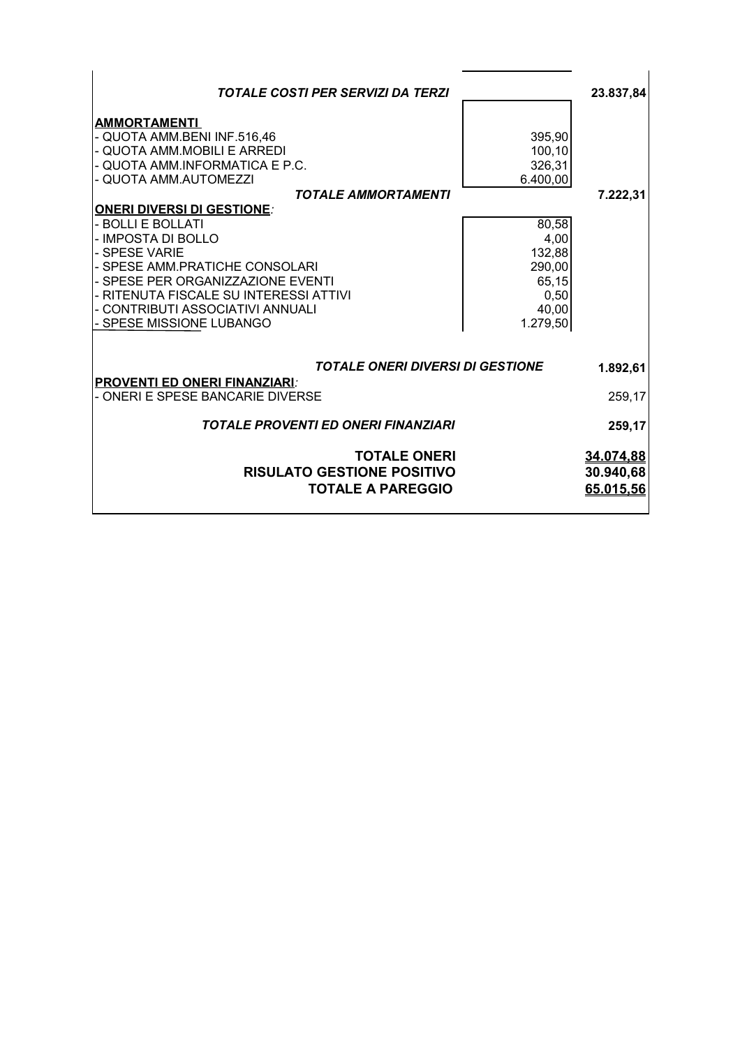| | | |
|---|---|---|
| ***TOTALE COSTI PER SERVIZI DA TERZI*** | | **23.837,84** |
| **AMMORTAMENTI** | | |
| - QUOTA AMM.BENI INF.516,46 | 395,90 | |
| - QUOTA AMM.MOBILI E ARREDI | 100,10 | |
| - QUOTA AMM.INFORMATICA E P.C. | 326,31 | |
| - QUOTA AMM.AUTOMEZZI | 6.400,00 | |
| ***TOTALE AMMORTAMENTI*** | | **7.222,31** |
| **ONERI DIVERSI DI GESTIONE**: | | |
| - BOLLI E BOLLATI | 80,58 | |
| - IMPOSTA DI BOLLO | 4,00 | |
| - SPESE VARIE | 132,88 | |
| - SPESE AMM.PRATICHE CONSOLARI | 290,00 | |
| - SPESE PER ORGANIZZAZIONE EVENTI | 65,15 | |
| - RITENUTA FISCALE SU INTERESSI ATTIVI | 0,50 | |
| - CONTRIBUTI ASSOCIATIVI ANNUALI | 40,00 | |
| - SPESE MISSIONE LUBANGO | 1.279,50 | |
| ***TOTALE ONERI DIVERSI DI GESTIONE*** | | **1.892,61** |
| **PROVENTI ED ONERI FINANZIARI**: | | |
| - ONERI E SPESE BANCARIE DIVERSE | | 259,17 |
| ***TOTALE PROVENTI ED ONERI FINANZIARI*** | | **259,17** |
| **TOTALE ONERI** | | **34.074,88** |
| **RISULATO GESTIONE POSITIVO** | | **30.940,68** |
| **TOTALE A PAREGGIO** | | **65.015,56** |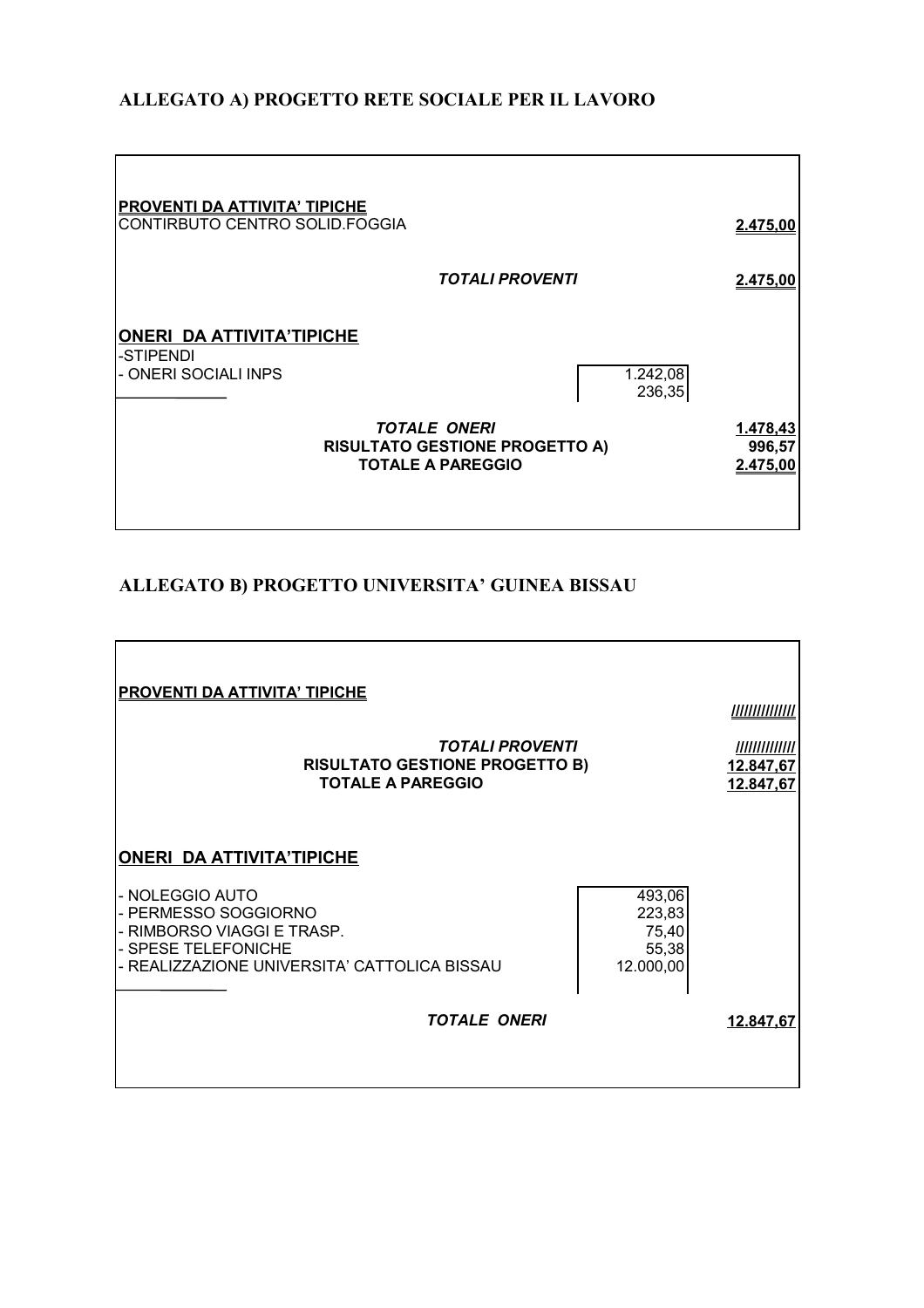## ALLEGATO A) PROGETTO RETE SOCIALE PER IL LAVORO

| | | |
|---|---|---|
| **PROVENTI DA ATTIVITA' TIPICHE** | | |
| CONTIRBUTO CENTRO SOLID.FOGGIA | | **2.475,00** |
| ***TOTALI PROVENTI*** | | **2.475,00** |
| **ONERI DA ATTIVITA'TIPICHE** | | |
| -STIPENDI | 1.242,08 | |
| - ONERI SOCIALI INPS | 236,35 | |
| ***TOTALE ONERI*** | | **1.478,43** |
| **RISULTATO GESTIONE PROGETTO A)** | | **996,57** |
| **TOTALE A PAREGGIO** | | **2.475,00** |

## ALLEGATO B) PROGETTO UNIVERSITA' GUINEA BISSAU

| | | |
|---|---|---|
| **PROVENTI DA ATTIVITA' TIPICHE** | | ////////////// |
| ***TOTALI PROVENTI*** | | ///////////// |
| **RISULTATO GESTIONE PROGETTO B)** | | **12.847,67** |
| **TOTALE A PAREGGIO** | | **12.847,67** |
| **ONERI DA ATTIVITA'TIPICHE** | | |
| - NOLEGGIO AUTO | 493,06 | |
| - PERMESSO SOGGIORNO | 223,83 | |
| - RIMBORSO VIAGGI E TRASP. | 75,40 | |
| - SPESE TELEFONICHE | 55,38 | |
| - REALIZZAZIONE UNIVERSITA' CATTOLICA BISSAU | 12.000,00 | |
| ***TOTALE ONERI*** | | **12.847,67** |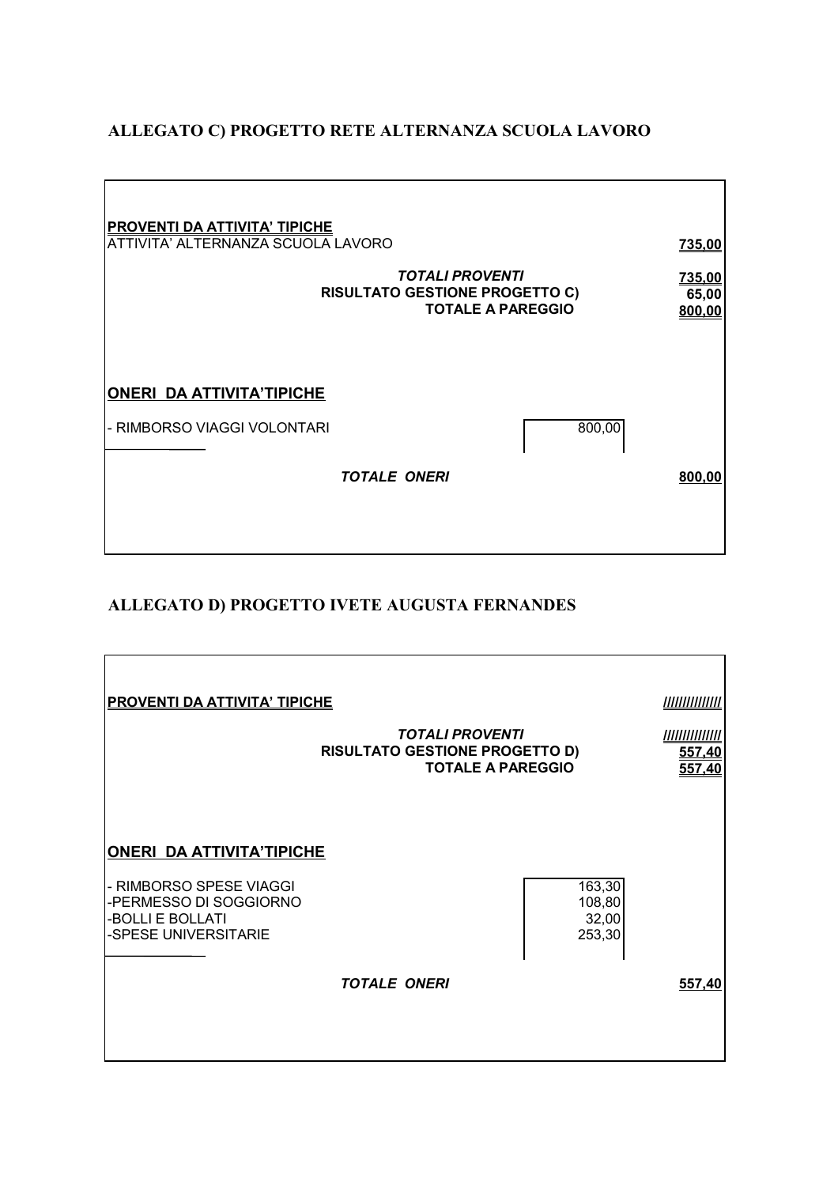## ALLEGATO C) PROGETTO RETE ALTERNANZA SCUOLA LAVORO

| | | |
|---|---|---|
| **PROVENTI DA ATTIVITA' TIPICHE** | | |
| ATTIVITA' ALTERNANZA SCUOLA LAVORO | | **735,00** |
| ***TOTALI PROVENTI*** | | **735,00** |
| **RISULTATO GESTIONE PROGETTO C)** | | **65,00** |
| **TOTALE A PAREGGIO** | | **800,00** |
| **ONERI DA ATTIVITA'TIPICHE** | | |
| - RIMBORSO VIAGGI VOLONTARI | 800,00 | |
| ***TOTALE ONERI*** | | **800,00** |

## ALLEGATO D) PROGETTO IVETE AUGUSTA FERNANDES

| | | |
|---|---|---|
| **PROVENTI DA ATTIVITA' TIPICHE** | | **//////////////** |
| ***TOTALI PROVENTI*** | | **//////////////** |
| **RISULTATO GESTIONE PROGETTO D)** | | **557,40** |
| **TOTALE A PAREGGIO** | | **557,40** |
| **ONERI DA ATTIVITA'TIPICHE** | | |
| - RIMBORSO SPESE VIAGGI | 163,30 | |
| -PERMESSO DI SOGGIORNO | 108,80 | |
| -BOLLI E BOLLATI | 32,00 | |
| -SPESE UNIVERSITARIE | 253,30 | |
| ***TOTALE ONERI*** | | **557,40** |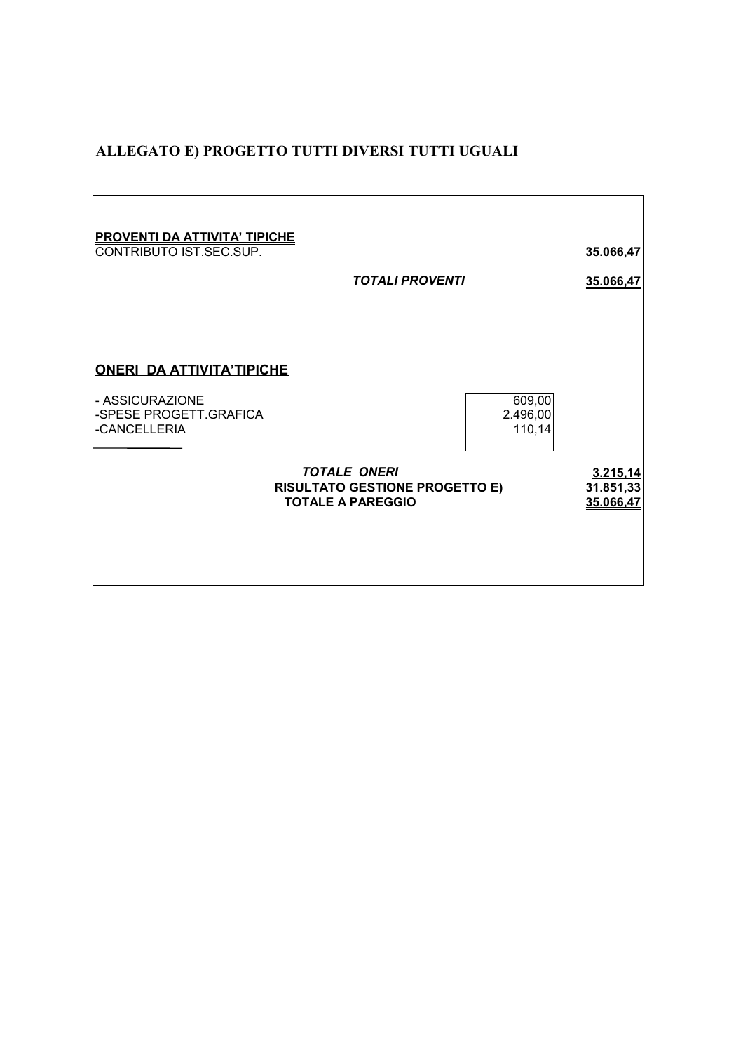## ALLEGATO E) PROGETTO TUTTI DIVERSI TUTTI UGUALI

| | | |
|---|---|---|
| **PROVENTI DA ATTIVITA' TIPICHE** | | |
| CONTRIBUTO IST.SEC.SUP. | | **35.066,47** |
| ***TOTALI PROVENTI*** | | **35.066,47** |
| **ONERI DA ATTIVITA'TIPICHE** | | |
| - ASSICURAZIONE | 609,00 | |
| -SPESE PROGETT.GRAFICA | 2.496,00 | |
| -CANCELLERIA | 110,14 | |
| ***TOTALE ONERI*** | | **3.215,14** |
| **RISULTATO GESTIONE PROGETTO E)** | | **31.851,33** |
| **TOTALE A PAREGGIO** | | **35.066,47** |